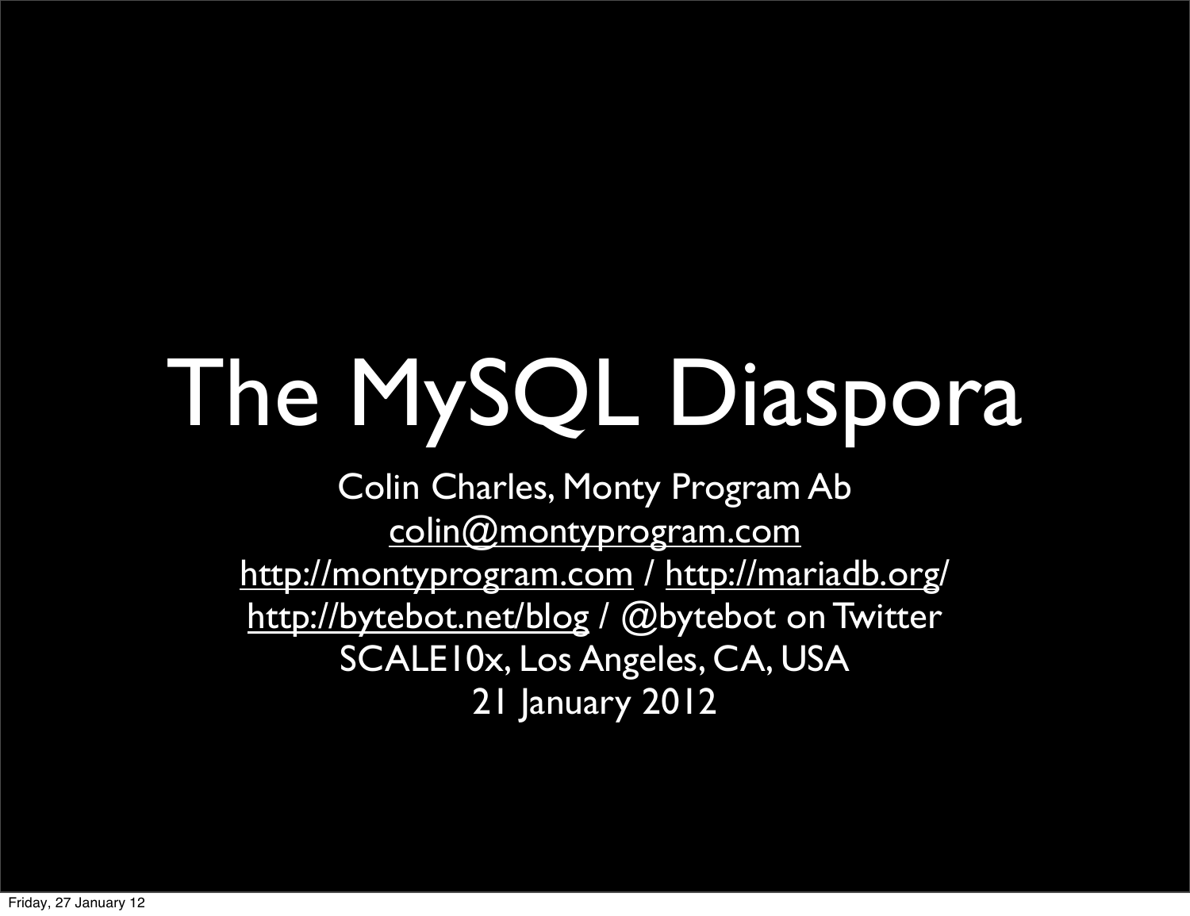# The MySQL Diaspora

Colin Charles, Monty Program Ab

colin@montyprogram.com

http://montyprogram.com / http://mariadb.org/

http://bytebot.net/blog / @bytebot on Twitter

SCALE10x, Los Angeles, CA, USA

21 January 2012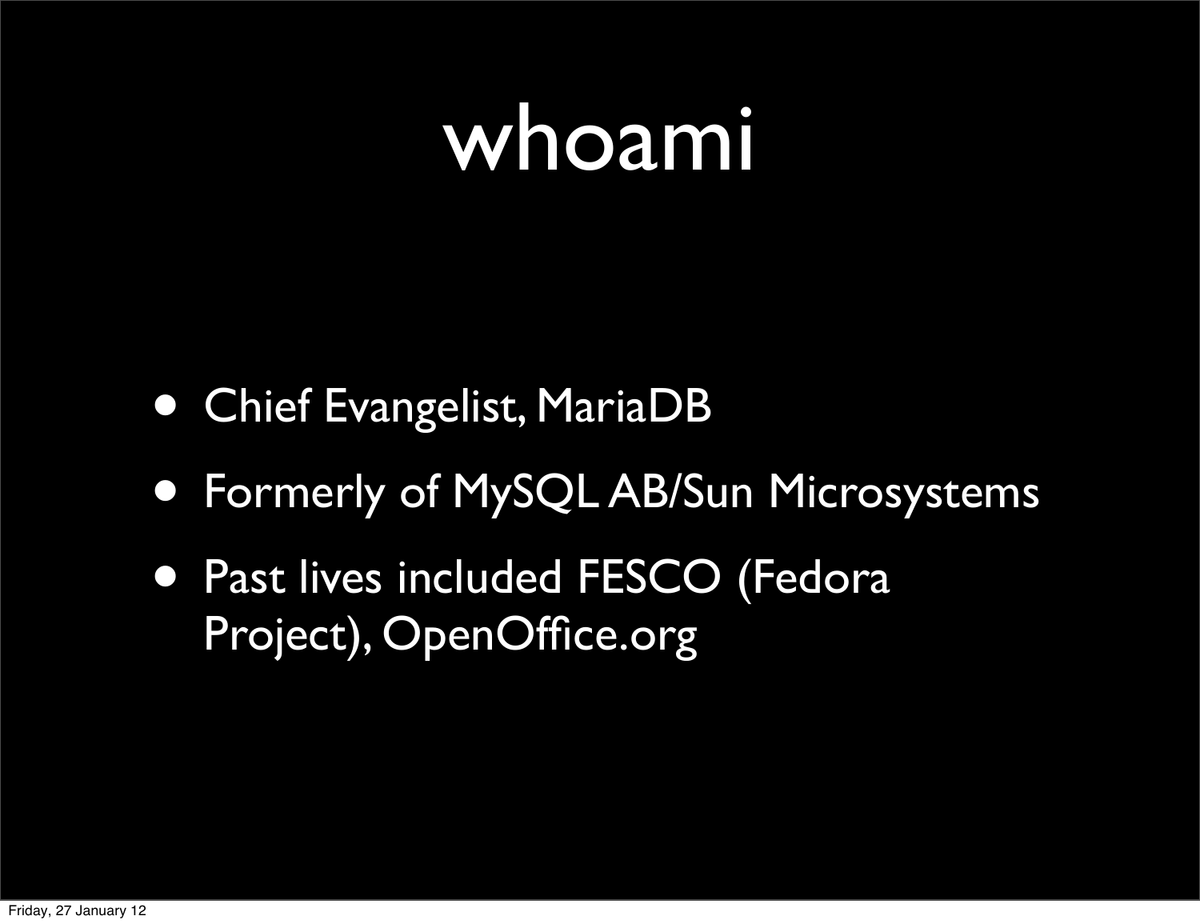# whoami

- Chief Evangelist, MariaDB
- Formerly of MySQL AB/Sun Microsystems
- Past lives included FESCO (Fedora Project), OpenOffice.org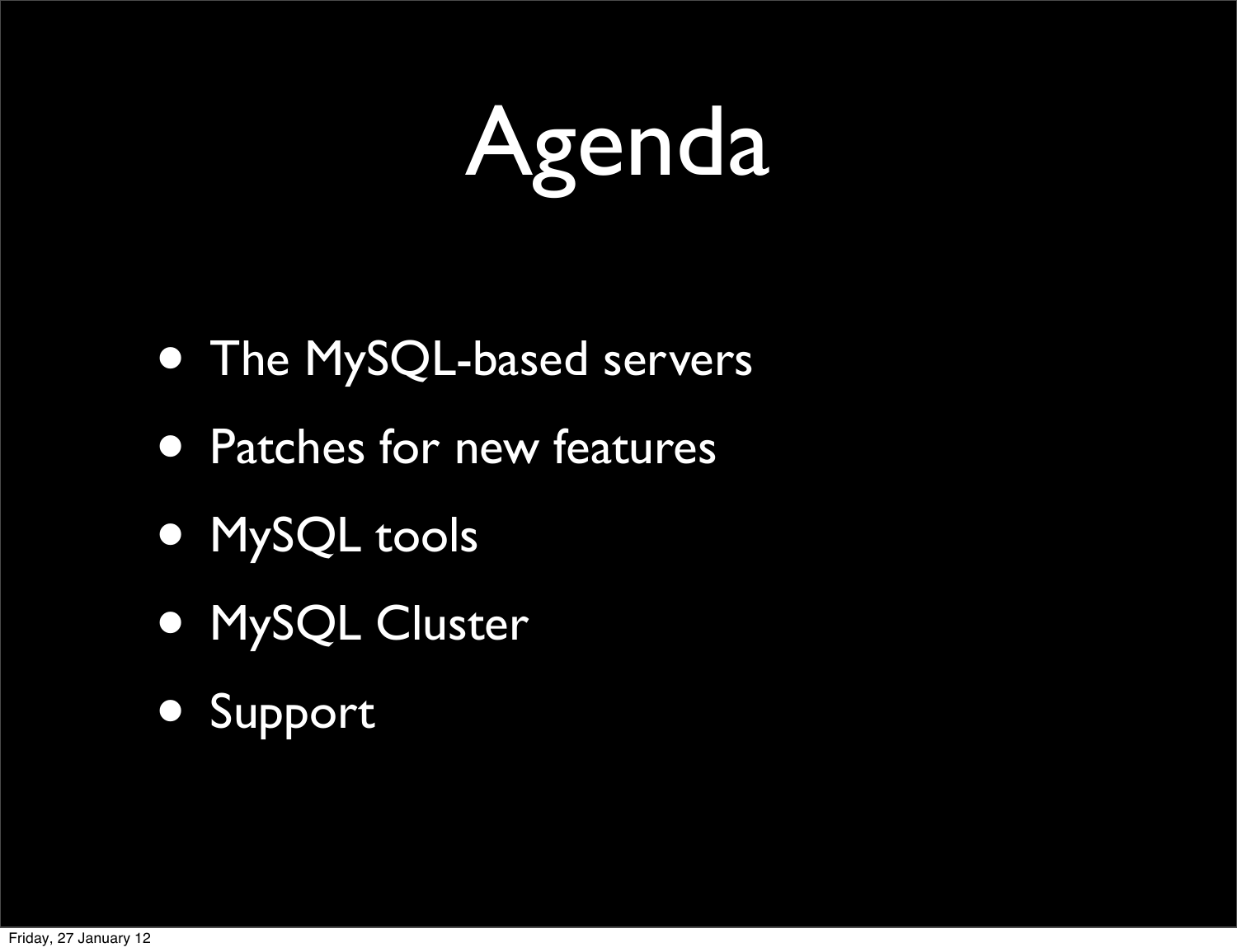# Agenda

- The MySQL-based servers
- Patches for new features
- MySQL tools
- MySQL Cluster
- Support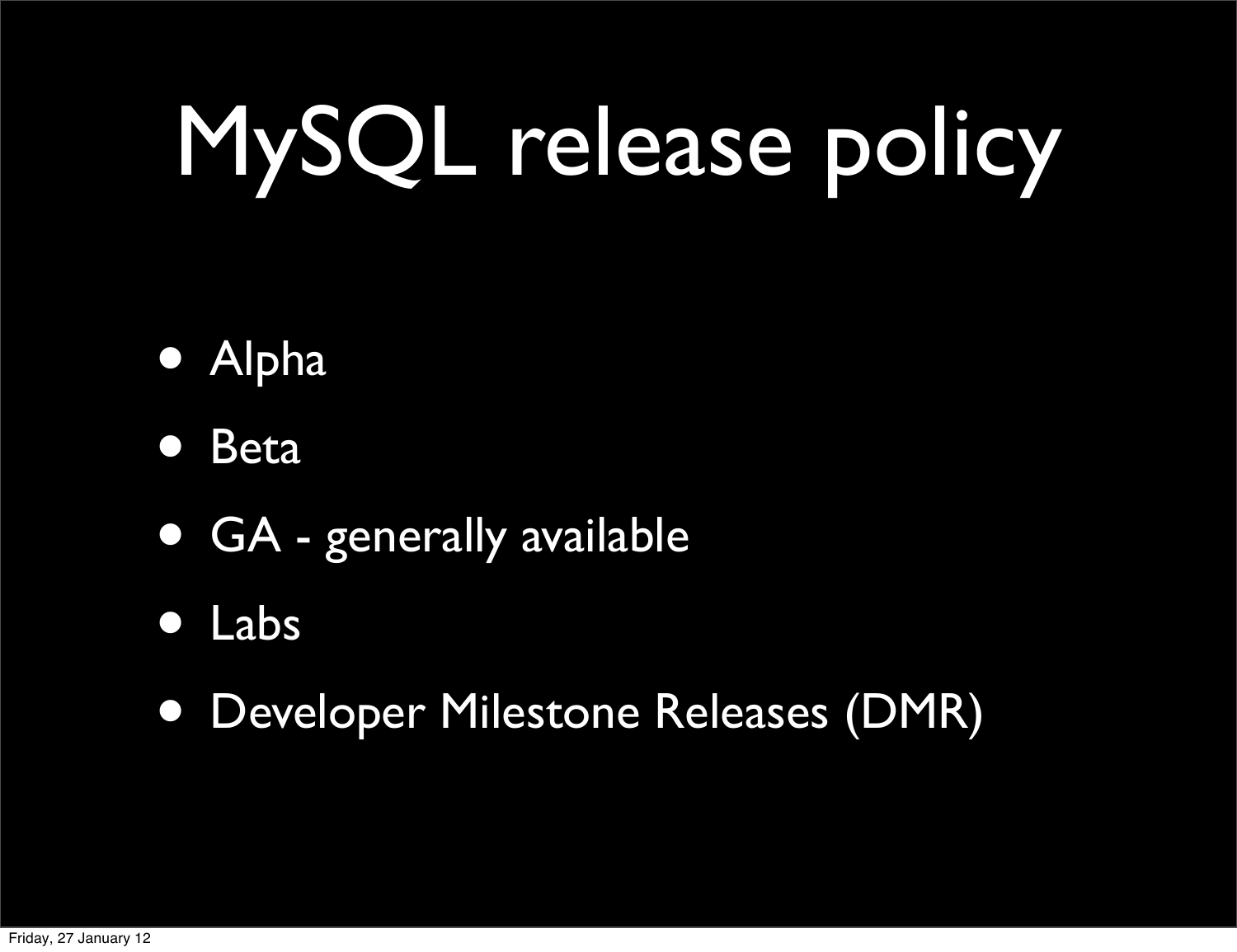# MySQL release policy

- Alpha
- Beta
- GA - generally available
- Labs
- Developer Milestone Releases (DMR)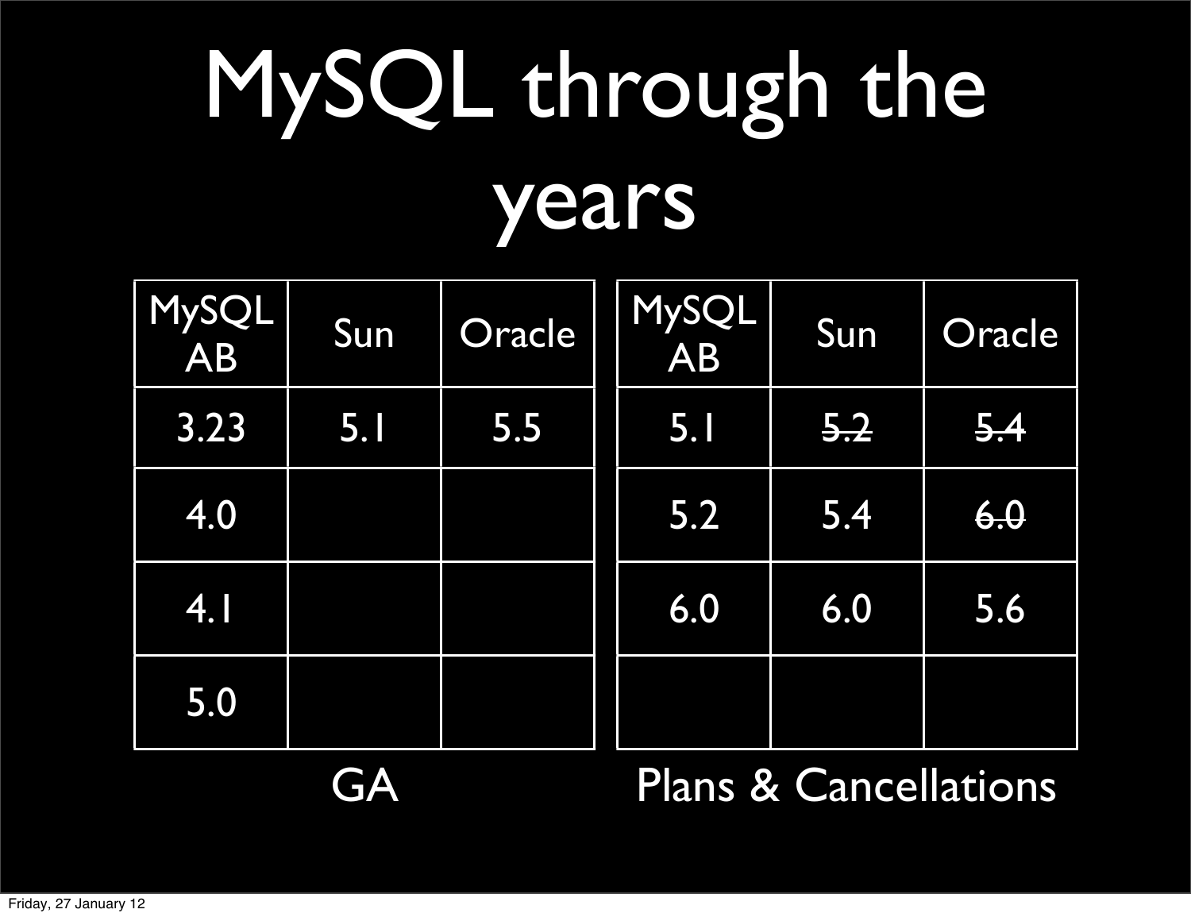# MySQL through the years

| MySQL AB | Sun | Oracle |
|---|---|---|
| 3.23 | 5.1 | 5.5 |
| 4.0 | | |
| 4.1 | | |
| 5.0 | | |

GA

| MySQL AB | Sun | Oracle |
|---|---|---|
| 5.1 | ~~5.2~~ | ~~5.4~~ |
| 5.2 | 5.4 | ~~6.0~~ |
| 6.0 | 6.0 | 5.6 |
| | | |

Plans & Cancellations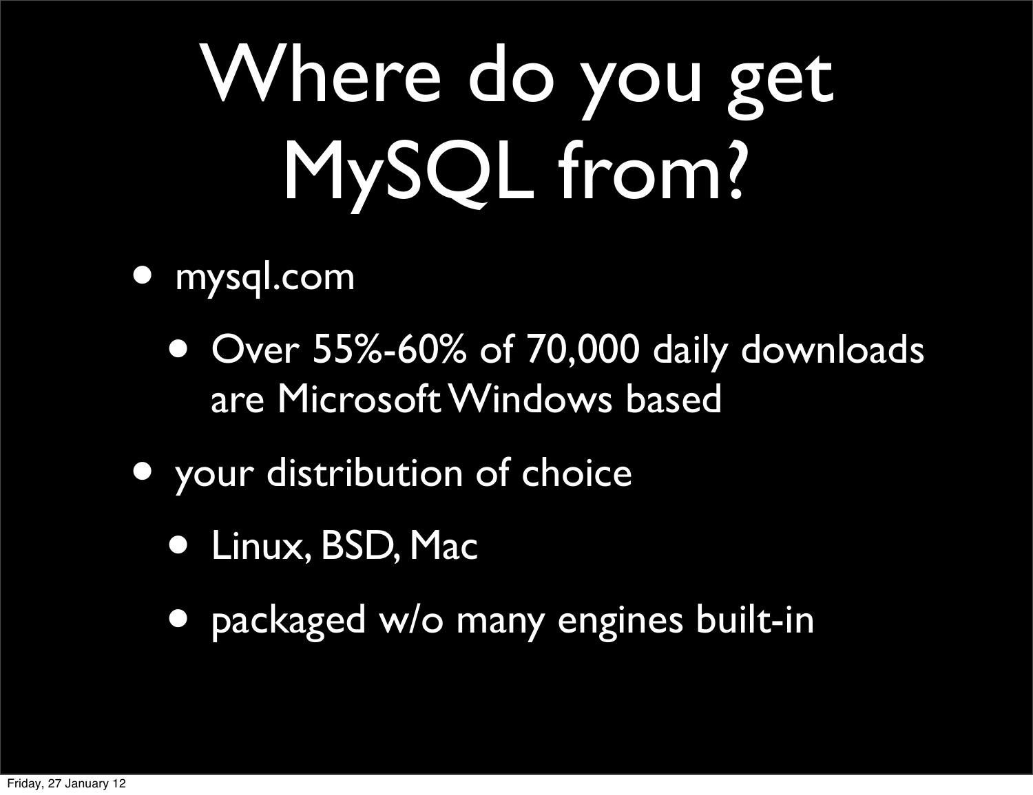# Where do you get MySQL from?

- mysql.com
  - Over 55%-60% of 70,000 daily downloads are Microsoft Windows based
- your distribution of choice
  - Linux, BSD, Mac
  - packaged w/o many engines built-in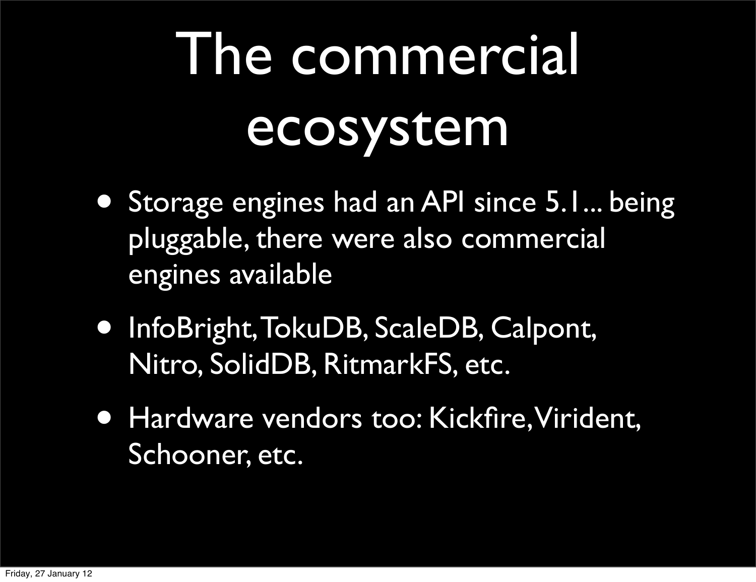# The commercial ecosystem

- Storage engines had an API since 5.1... being pluggable, there were also commercial engines available
- InfoBright, TokuDB, ScaleDB, Calpont, Nitro, SolidDB, RitmarkFS, etc.
- Hardware vendors too: Kickfire, Virident, Schooner, etc.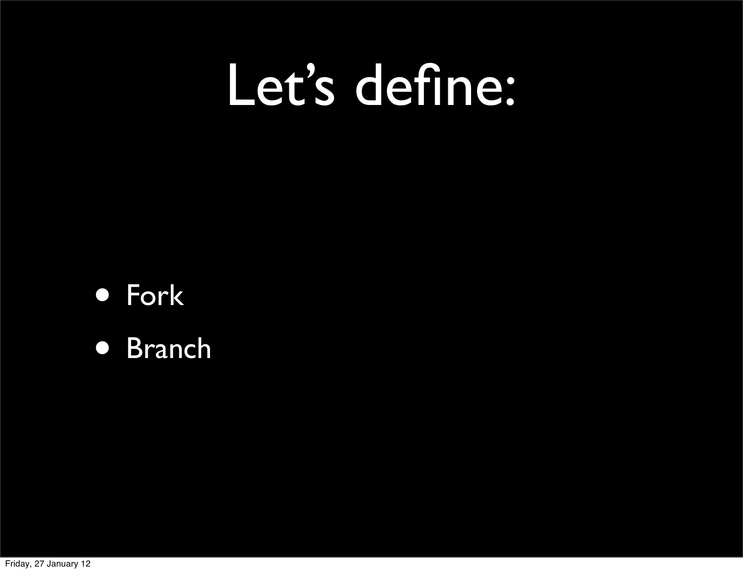# Let’s define:

- Fork
- Branch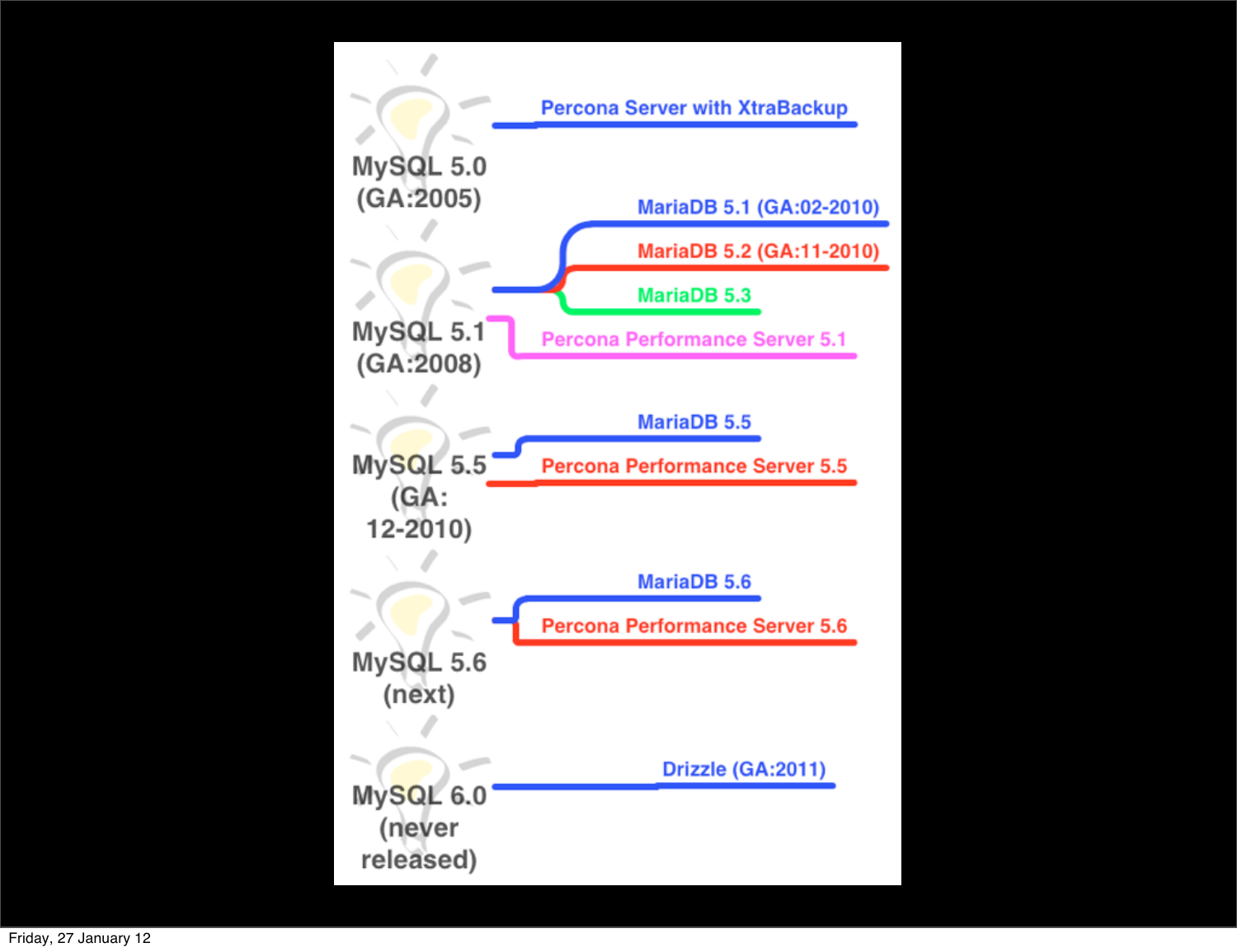MySQL 5.0 (GA:2005)

Percona Server with XtraBackup

MySQL 5.1 (GA:2008)

MariaDB 5.1 (GA:02-2010)

MariaDB 5.2 (GA:11-2010)

MariaDB 5.3

Percona Performance Server 5.1

MySQL 5.5 (GA: 12-2010)

MariaDB 5.5

Percona Performance Server 5.5

MySQL 5.6 (next)

MariaDB 5.6

Percona Performance Server 5.6

MySQL 6.0 (never released)

Drizzle (GA:2011)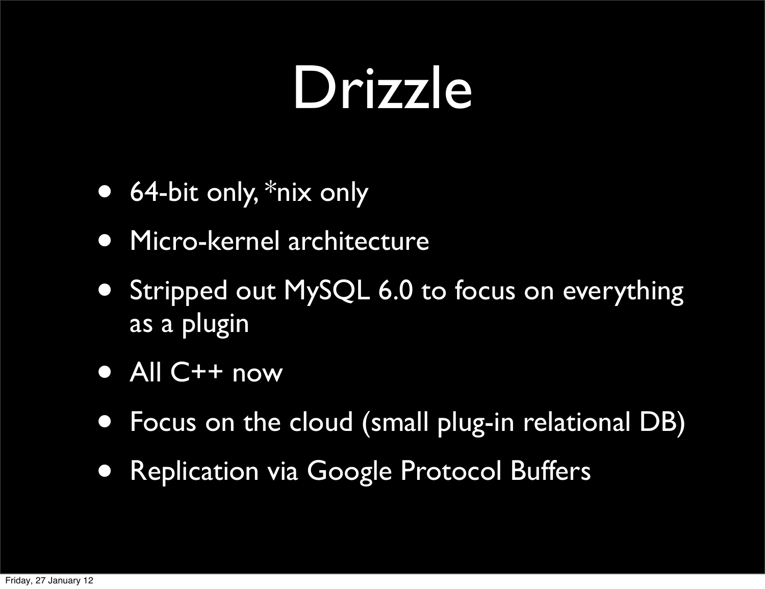# Drizzle

- 64-bit only, *nix only
- Micro-kernel architecture
- Stripped out MySQL 6.0 to focus on everything as a plugin
- All C++ now
- Focus on the cloud (small plug-in relational DB)
- Replication via Google Protocol Buffers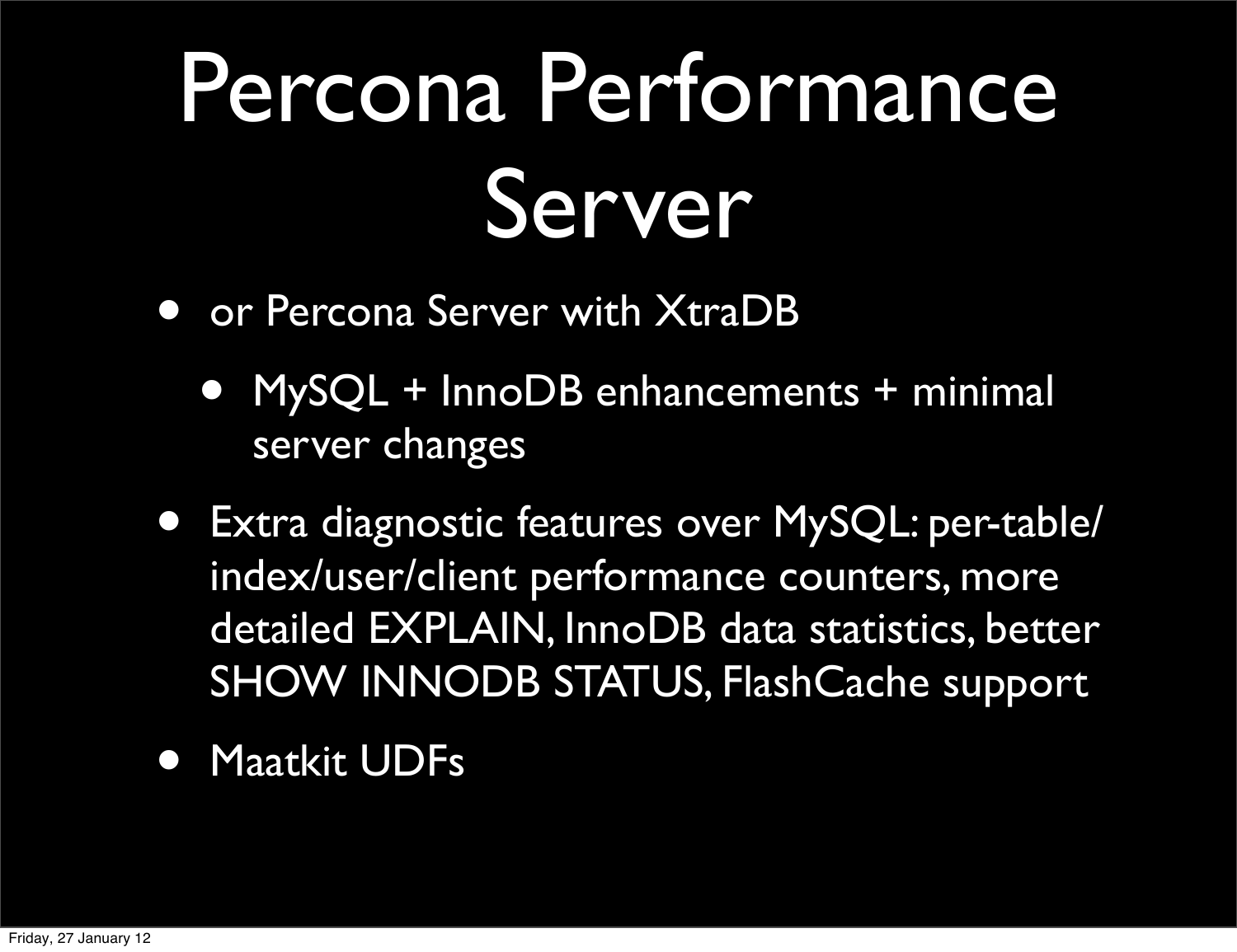# Percona Performance Server

- or Percona Server with XtraDB
  - MySQL + InnoDB enhancements + minimal server changes
- Extra diagnostic features over MySQL: per-table/index/user/client performance counters, more detailed EXPLAIN, InnoDB data statistics, better SHOW INNODB STATUS, FlashCache support
- Maatkit UDFs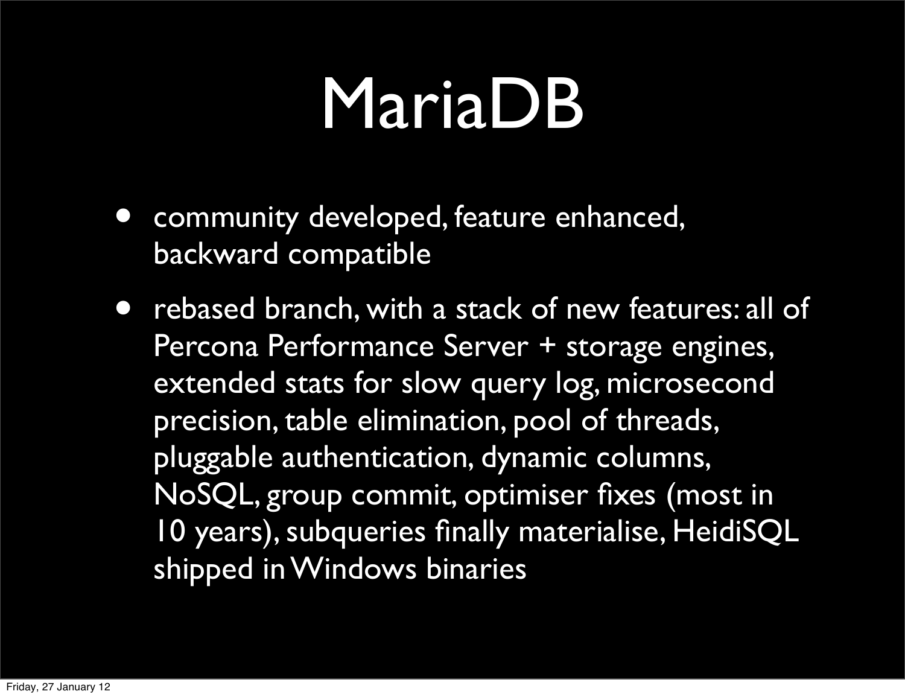# MariaDB

- community developed, feature enhanced, backward compatible
- rebased branch, with a stack of new features: all of Percona Performance Server + storage engines, extended stats for slow query log, microsecond precision, table elimination, pool of threads, pluggable authentication, dynamic columns, NoSQL, group commit, optimiser fixes (most in 10 years), subqueries finally materialise, HeidiSQL shipped in Windows binaries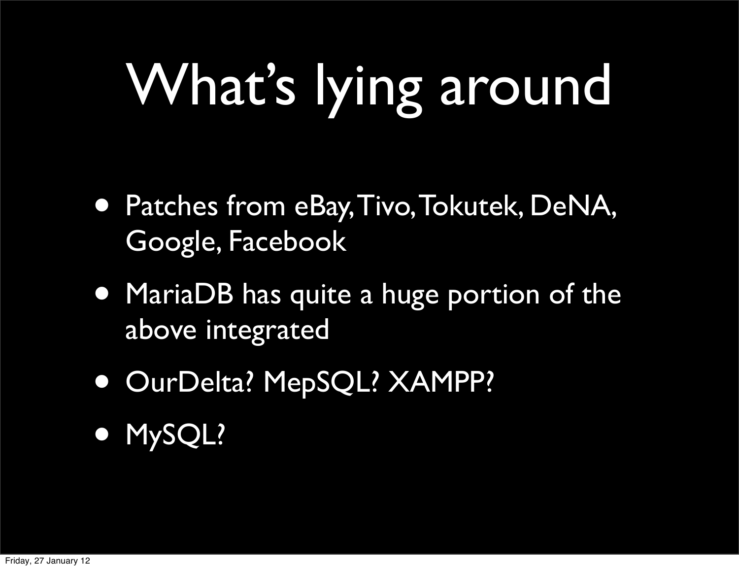# What's lying around

- Patches from eBay, Tivo, Tokutek, DeNA, Google, Facebook
- MariaDB has quite a huge portion of the above integrated
- OurDelta? MepSQL? XAMPP?
- MySQL?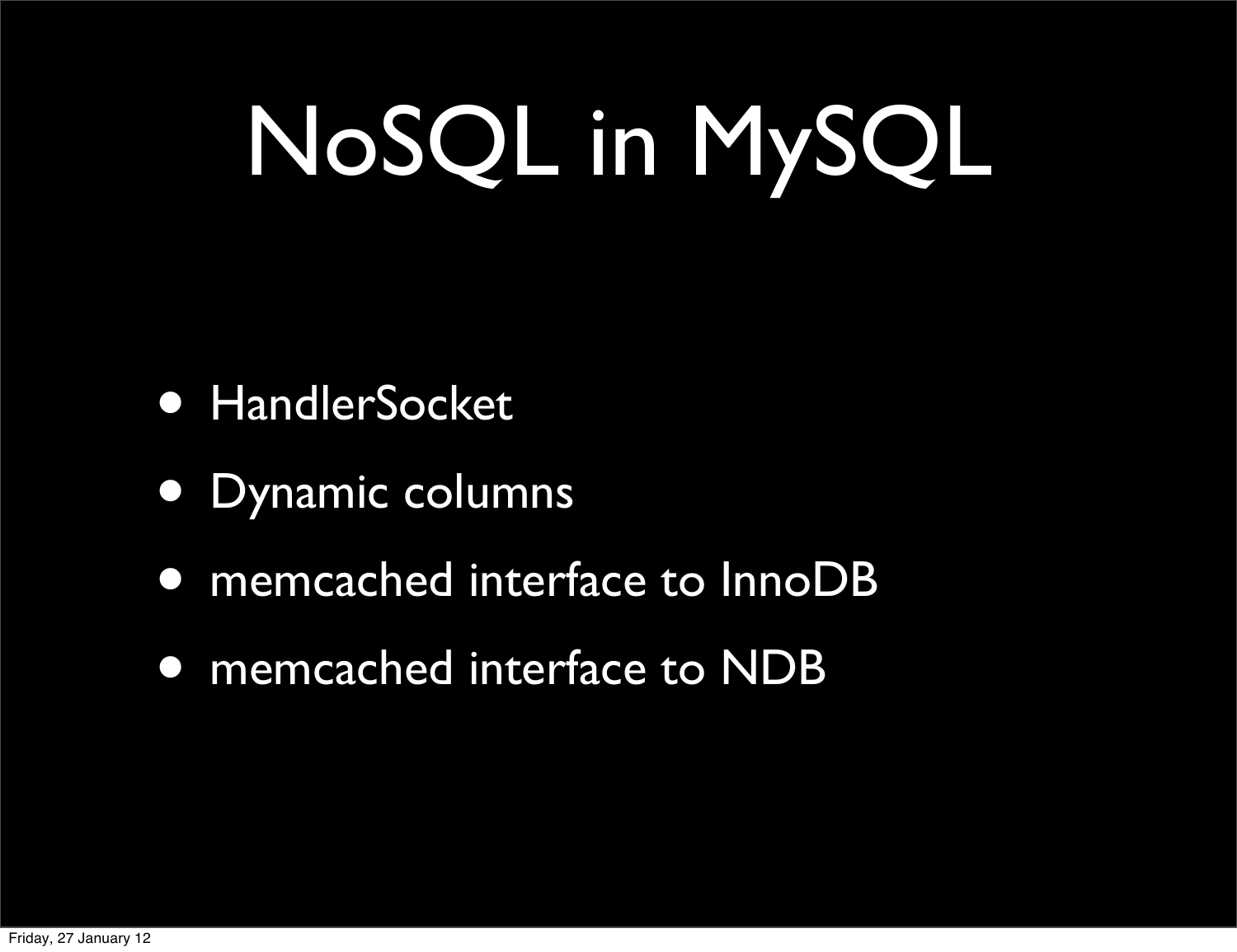# NoSQL in MySQL

- HandlerSocket
- Dynamic columns
- memcached interface to InnoDB
- memcached interface to NDB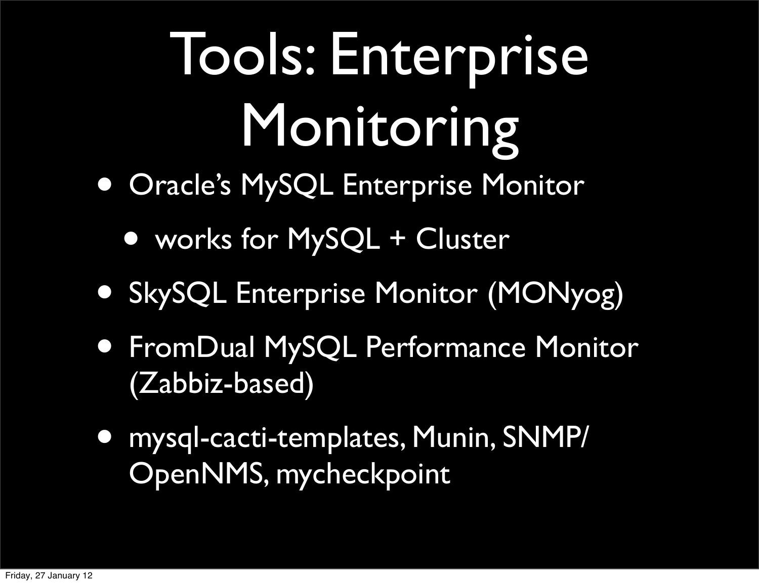# Tools: Enterprise Monitoring

- Oracle's MySQL Enterprise Monitor
  - works for MySQL + Cluster
- SkySQL Enterprise Monitor (MONyog)
- FromDual MySQL Performance Monitor (Zabbiz-based)
- mysql-cacti-templates, Munin, SNMP/OpenNMS, mycheckpoint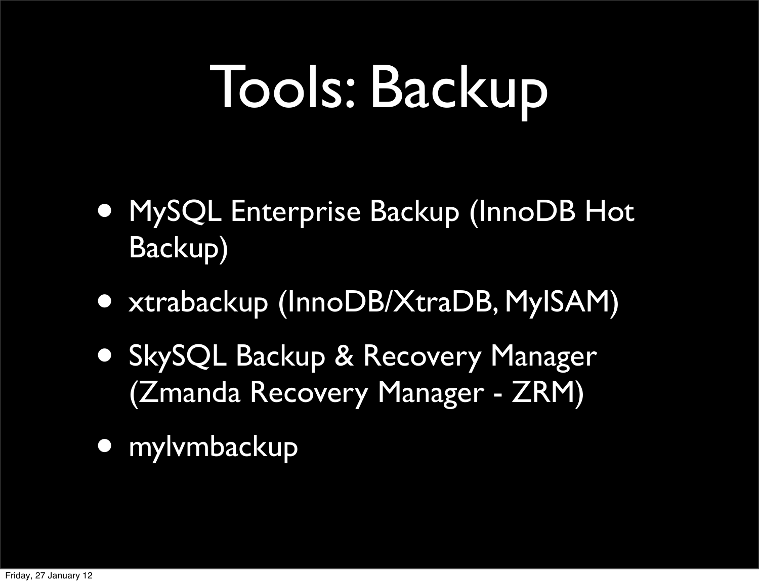# Tools: Backup

- MySQL Enterprise Backup (InnoDB Hot Backup)
- xtrabackup (InnoDB/XtraDB, MyISAM)
- SkySQL Backup & Recovery Manager (Zmanda Recovery Manager - ZRM)
- mylvmbackup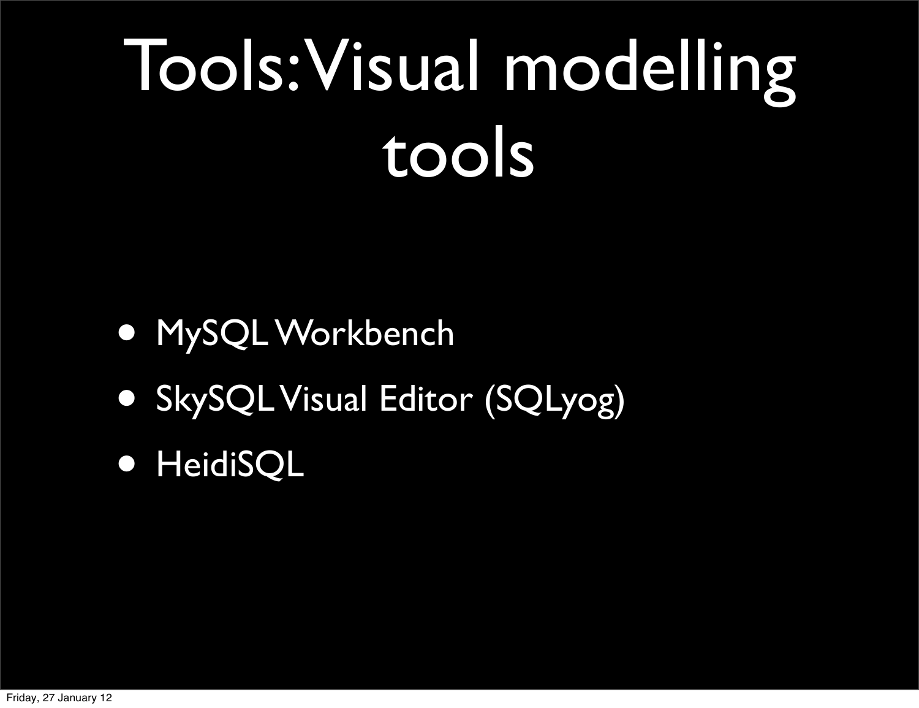# Tools: Visual modelling tools

- MySQL Workbench
- SkySQL Visual Editor (SQLyog)
- HeidiSQL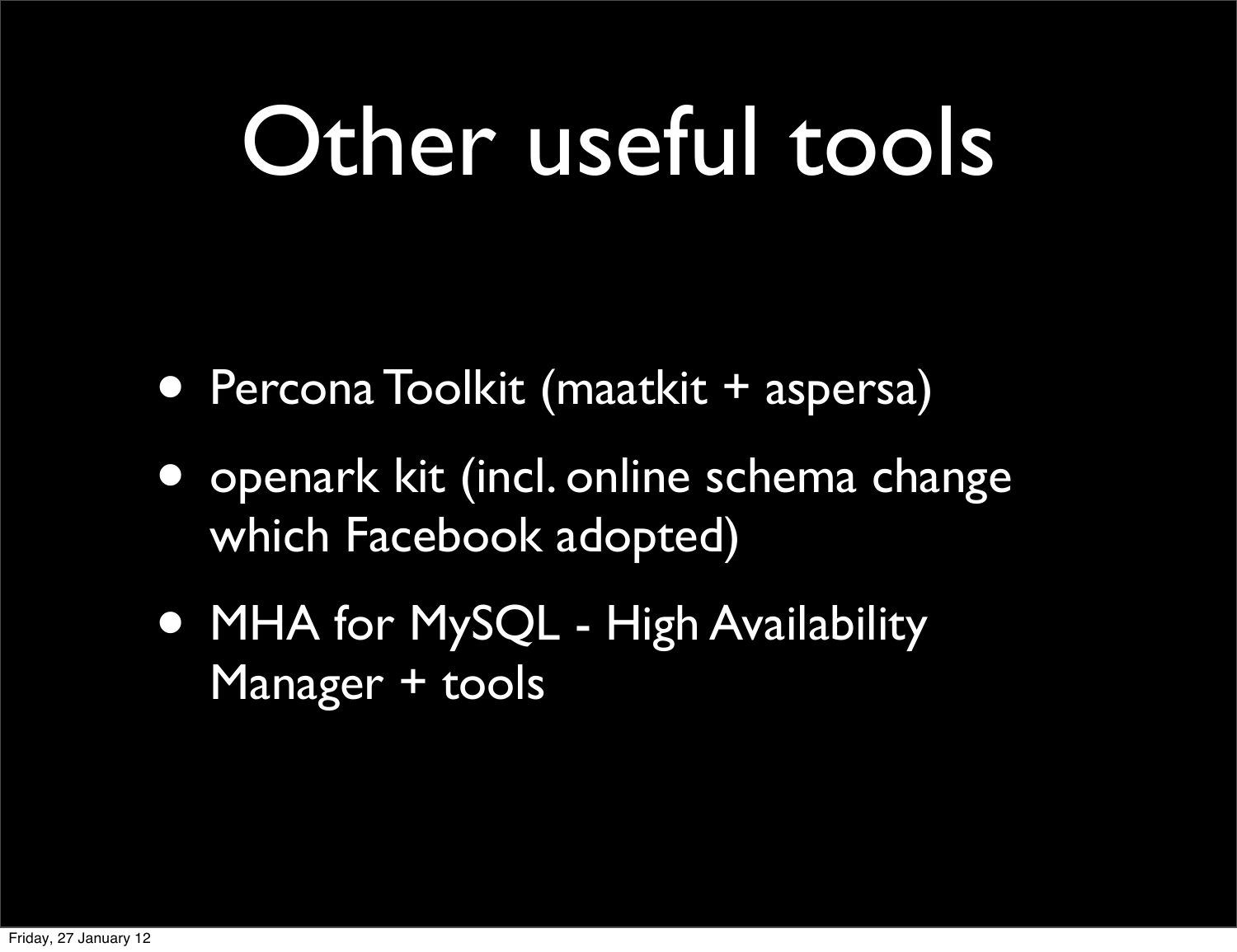# Other useful tools

- Percona Toolkit (maatkit + aspersa)
- openark kit (incl. online schema change which Facebook adopted)
- MHA for MySQL - High Availability Manager + tools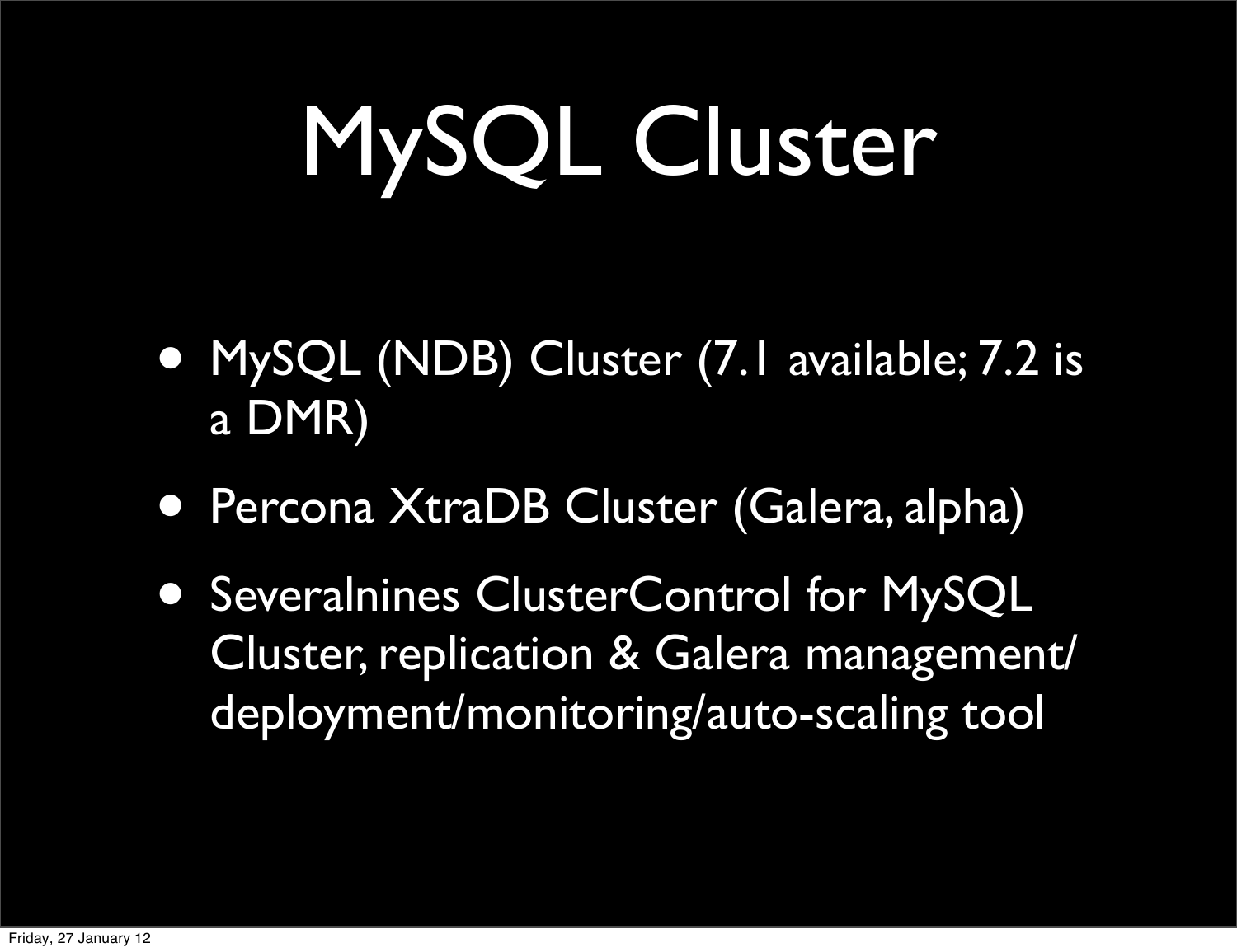# MySQL Cluster

- MySQL (NDB) Cluster (7.1 available; 7.2 is a DMR)
- Percona XtraDB Cluster (Galera, alpha)
- Severalnines ClusterControl for MySQL Cluster, replication & Galera management/deployment/monitoring/auto-scaling tool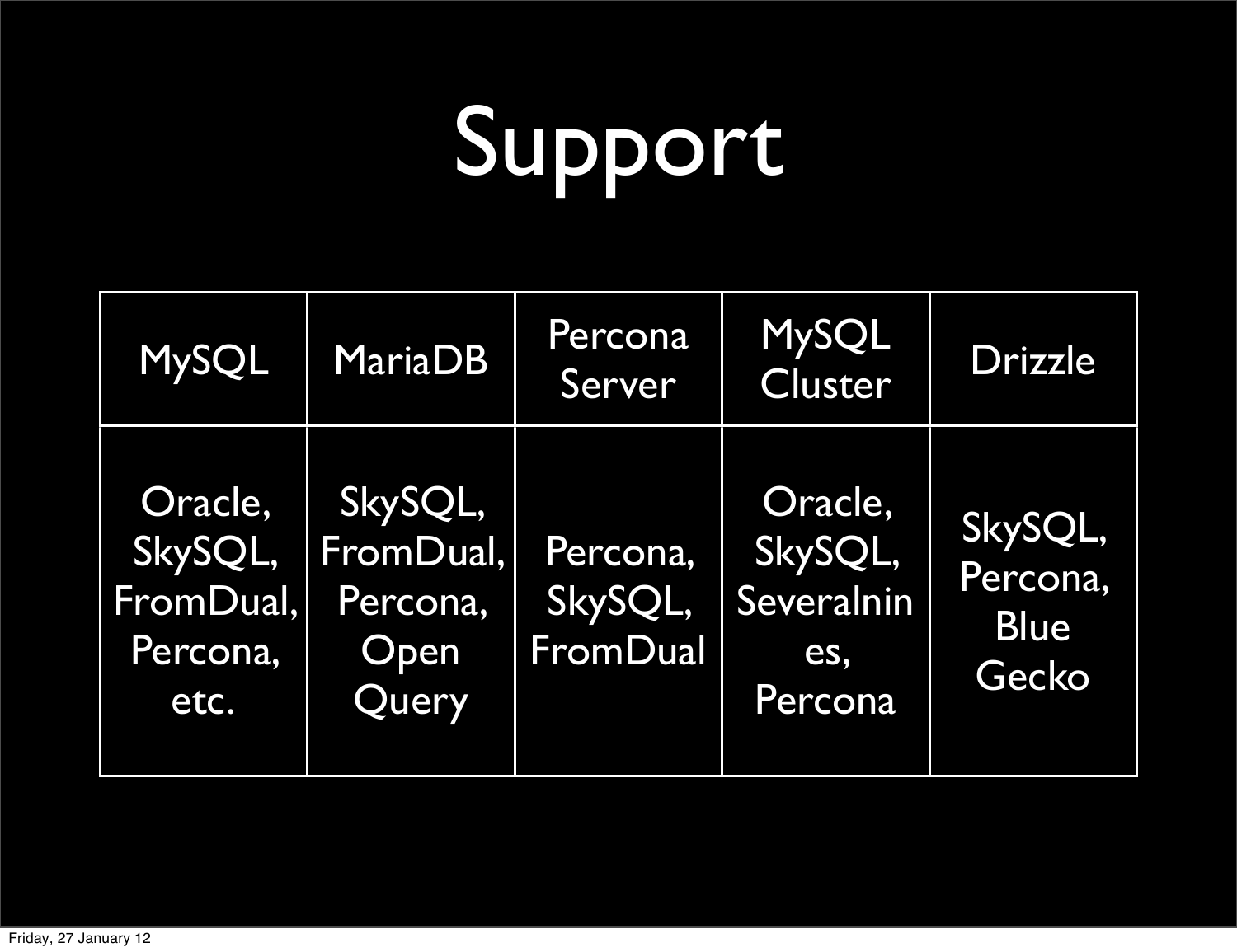# Support

| MySQL | MariaDB | Percona Server | MySQL Cluster | Drizzle |
|---|---|---|---|---|
| Oracle, SkySQL, FromDual, Percona, etc. | SkySQL, FromDual, Percona, Open Query | Percona, SkySQL, FromDual | Oracle, SkySQL, Severalnines, Percona | SkySQL, Percona, Blue Gecko |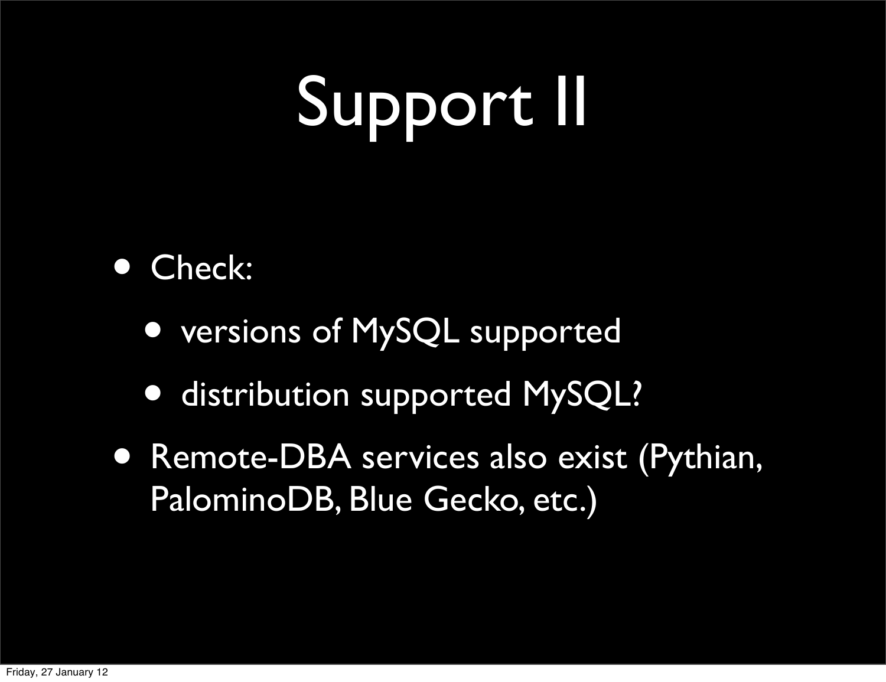# Support II

- Check:
  - versions of MySQL supported
  - distribution supported MySQL?
- Remote-DBA services also exist (Pythian, PalominoDB, Blue Gecko, etc.)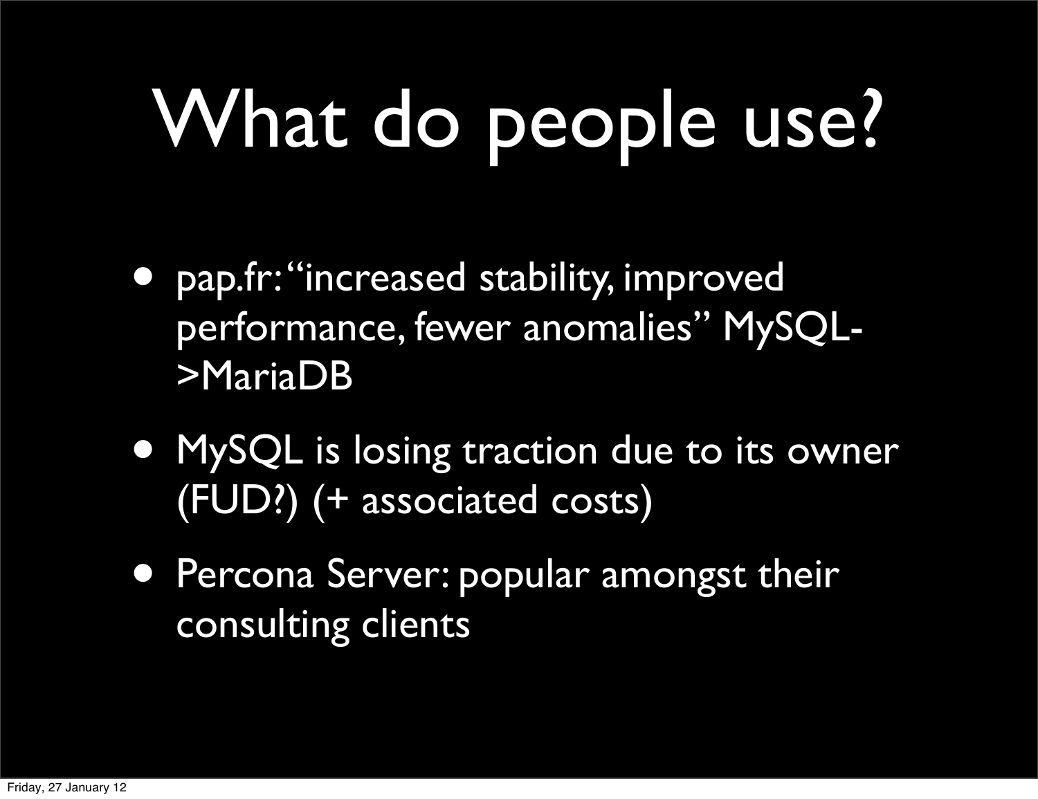# What do people use?

- pap.fr: "increased stability, improved performance, fewer anomalies" MySQL->MariaDB
- MySQL is losing traction due to its owner (FUD?) (+ associated costs)
- Percona Server: popular amongst their consulting clients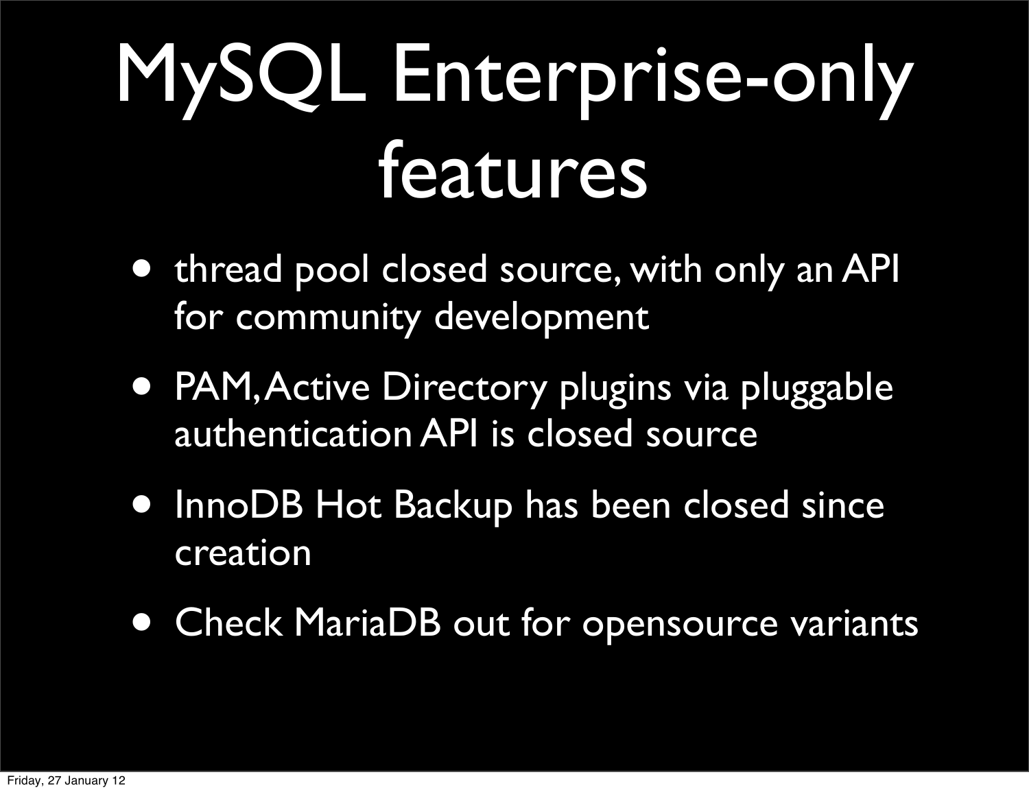# MySQL Enterprise-only features

- thread pool closed source, with only an API for community development
- PAM, Active Directory plugins via pluggable authentication API is closed source
- InnoDB Hot Backup has been closed since creation
- Check MariaDB out for opensource variants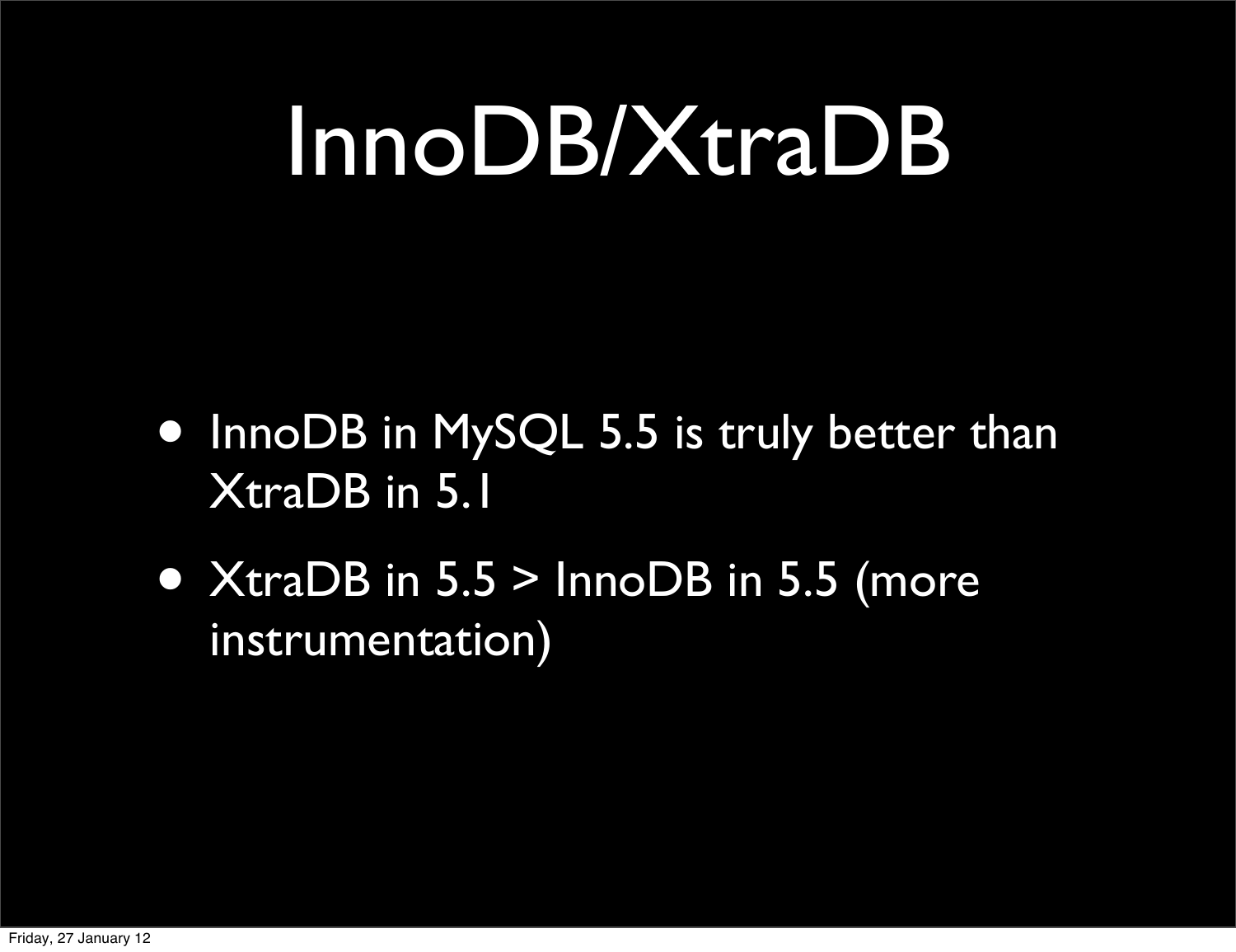# InnoDB/XtraDB

- InnoDB in MySQL 5.5 is truly better than XtraDB in 5.1
- XtraDB in 5.5 > InnoDB in 5.5 (more instrumentation)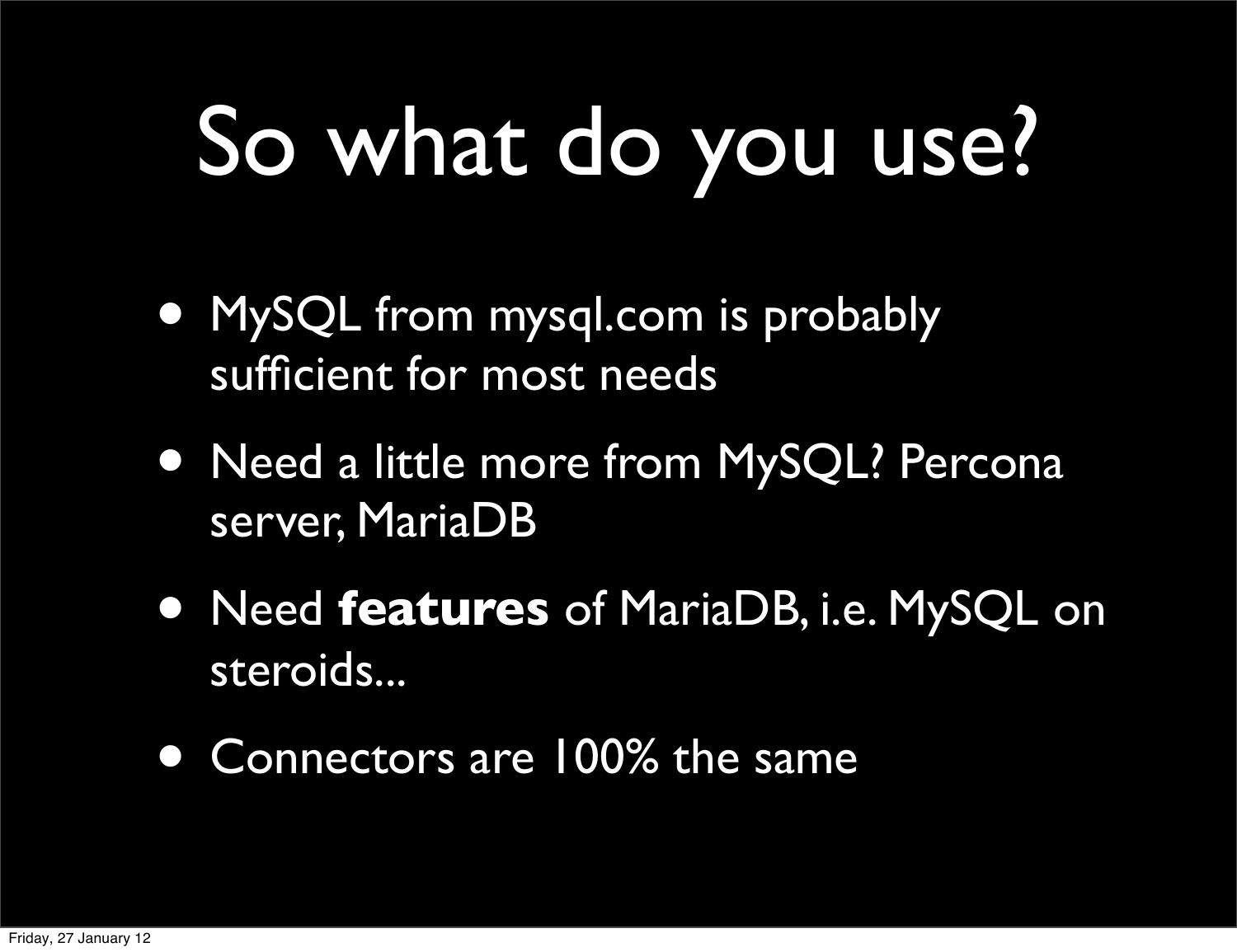# So what do you use?

- MySQL from mysql.com is probably sufficient for most needs
- Need a little more from MySQL? Percona server, MariaDB
- Need **features** of MariaDB, i.e. MySQL on steroids...
- Connectors are 100% the same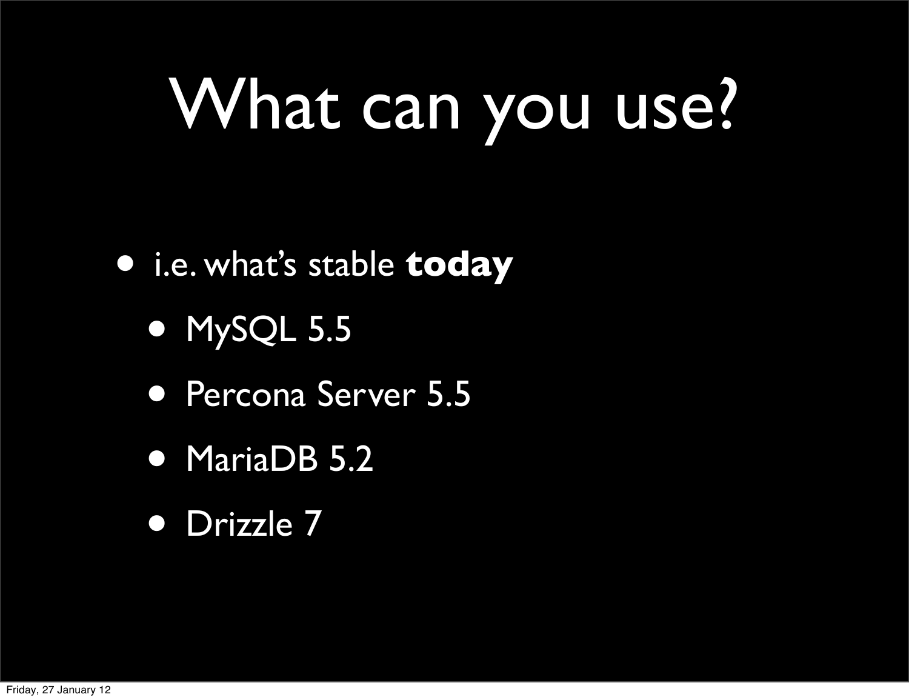# What can you use?

- i.e. what's stable **today**
  - MySQL 5.5
  - Percona Server 5.5
  - MariaDB 5.2
  - Drizzle 7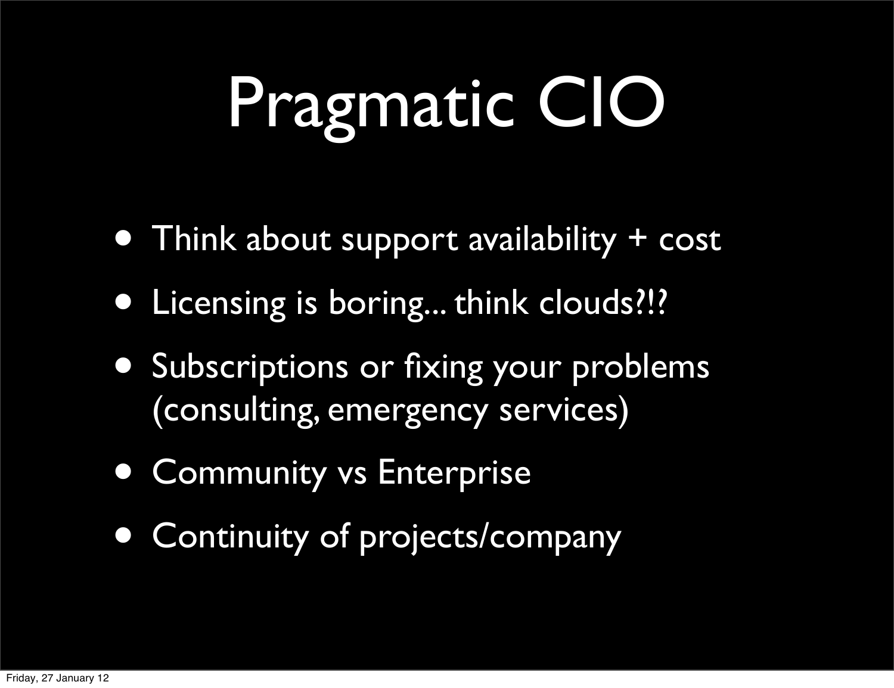# Pragmatic CIO

- Think about support availability + cost
- Licensing is boring... think clouds?!?
- Subscriptions or fixing your problems (consulting, emergency services)
- Community vs Enterprise
- Continuity of projects/company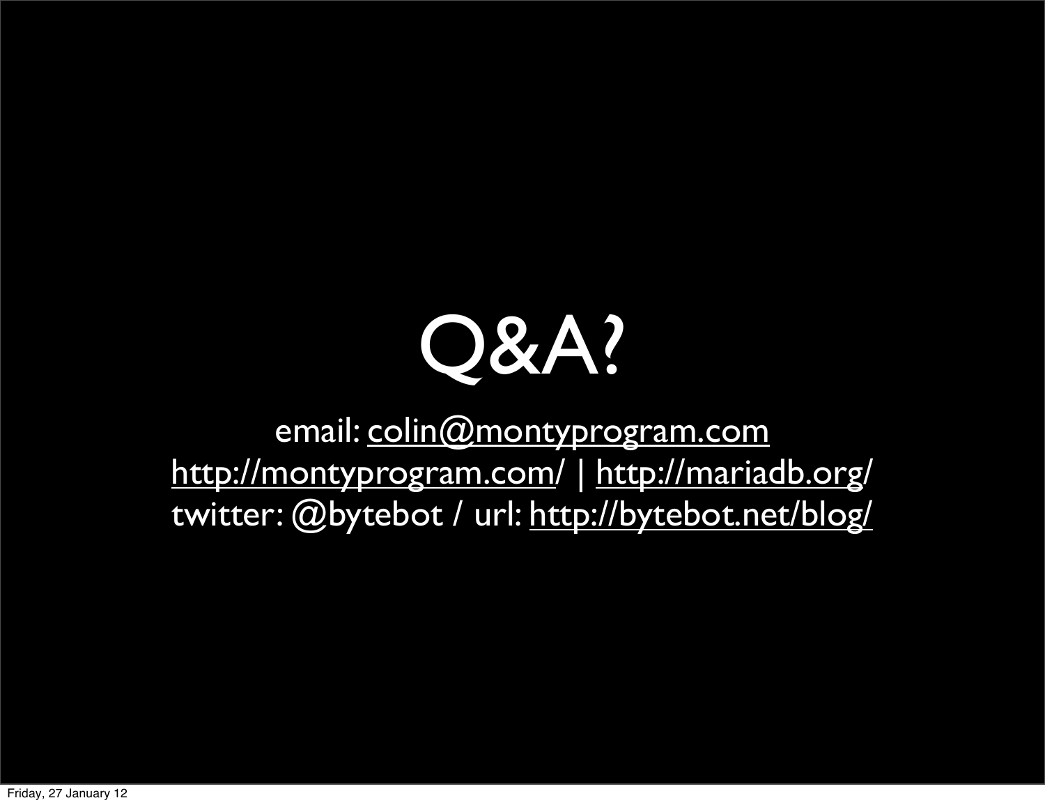# Q&A?

email: colin@montyprogram.com

http://montyprogram.com/ | http://mariadb.org/

twitter: @bytebot / url: http://bytebot.net/blog/